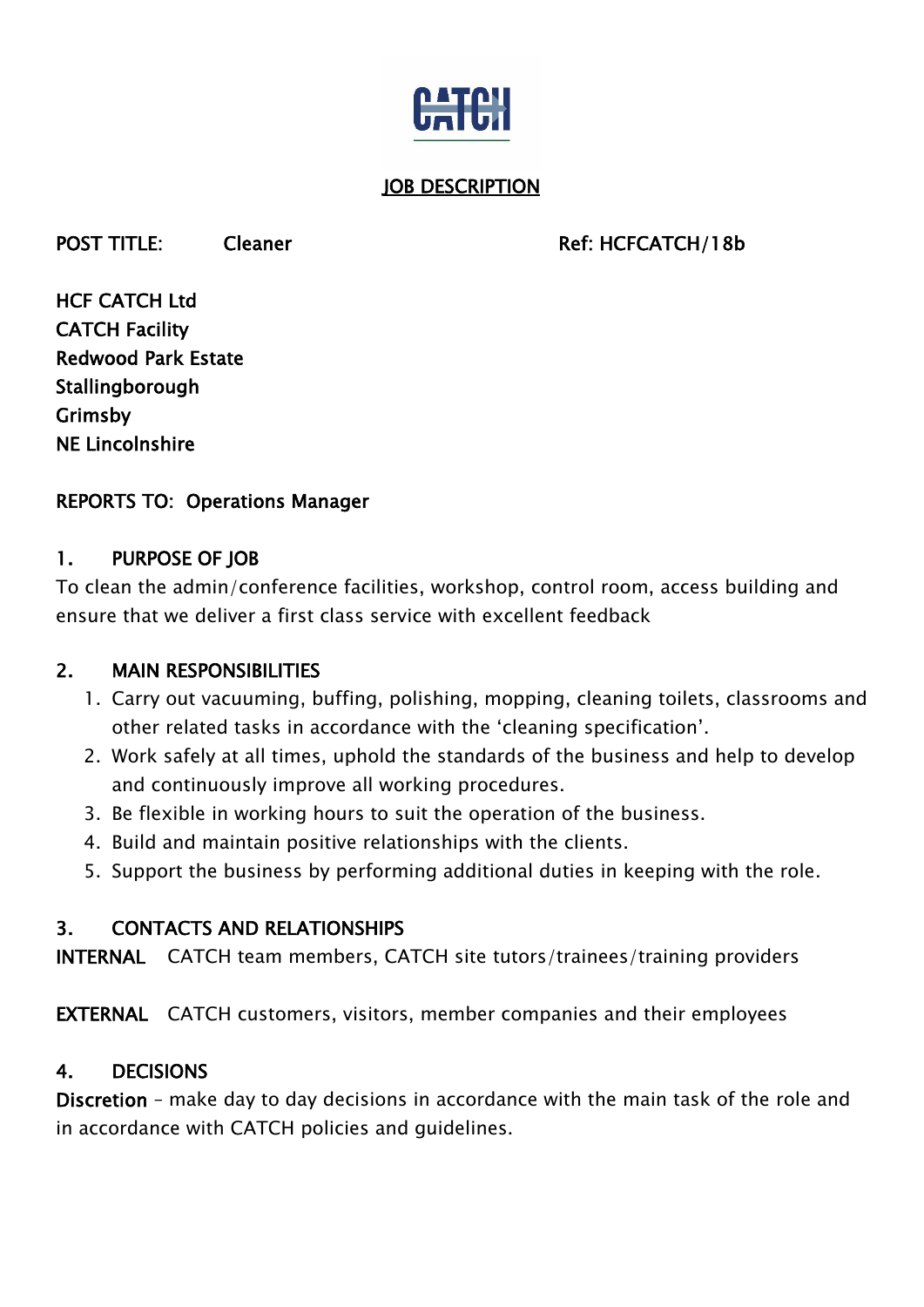CATCH

# JOB DESCRIPTION

**POST TITLE: Cleaner** **Ref: HCFCATCH/18b**

**HCF CATCH Ltd**
**CATCH Facility**
**Redwood Park Estate**
**Stallingborough**
**Grimsby**
**NE Lincolnshire**

**REPORTS TO: Operations Manager**

## 1. PURPOSE OF JOB

To clean the admin/conference facilities, workshop, control room, access building and ensure that we deliver a first class service with excellent feedback

## 2. MAIN RESPONSIBILITIES

1. Carry out vacuuming, buffing, polishing, mopping, cleaning toilets, classrooms and other related tasks in accordance with the 'cleaning specification'.
2. Work safely at all times, uphold the standards of the business and help to develop and continuously improve all working procedures.
3. Be flexible in working hours to suit the operation of the business.
4. Build and maintain positive relationships with the clients.
5. Support the business by performing additional duties in keeping with the role.

## 3. CONTACTS AND RELATIONSHIPS

**INTERNAL** CATCH team members, CATCH site tutors/trainees/training providers

**EXTERNAL** CATCH customers, visitors, member companies and their employees

## 4. DECISIONS

**Discretion** – make day to day decisions in accordance with the main task of the role and in accordance with CATCH policies and guidelines.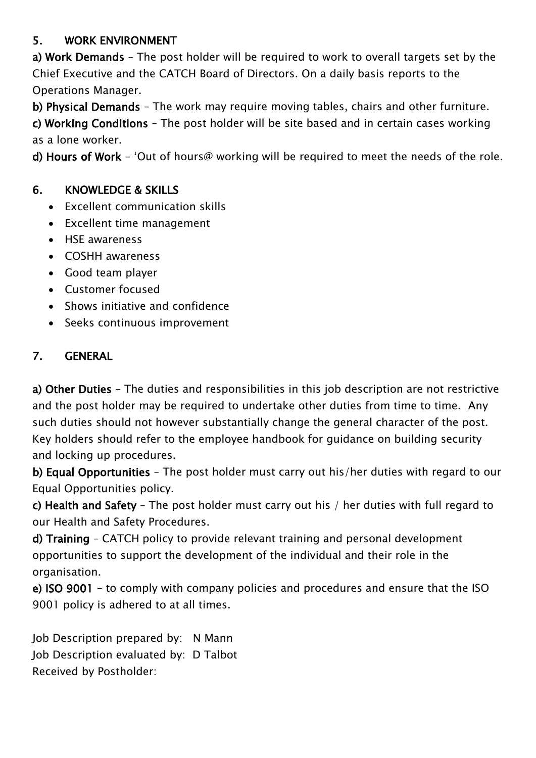## 5. WORK ENVIRONMENT

**a) Work Demands** – The post holder will be required to work to overall targets set by the Chief Executive and the CATCH Board of Directors. On a daily basis reports to the Operations Manager.

**b) Physical Demands** – The work may require moving tables, chairs and other furniture.

**c) Working Conditions** – The post holder will be site based and in certain cases working as a lone worker.

**d) Hours of Work** – 'Out of hours@ working will be required to meet the needs of the role.

## 6. KNOWLEDGE & SKILLS

- Excellent communication skills
- Excellent time management
- HSE awareness
- COSHH awareness
- Good team player
- Customer focused
- Shows initiative and confidence
- Seeks continuous improvement

## 7. GENERAL

**a) Other Duties** – The duties and responsibilities in this job description are not restrictive and the post holder may be required to undertake other duties from time to time. Any such duties should not however substantially change the general character of the post. Key holders should refer to the employee handbook for guidance on building security and locking up procedures.

**b) Equal Opportunities** – The post holder must carry out his/her duties with regard to our Equal Opportunities policy.

**c) Health and Safety** – The post holder must carry out his / her duties with full regard to our Health and Safety Procedures.

**d) Training** – CATCH policy to provide relevant training and personal development opportunities to support the development of the individual and their role in the organisation.

**e) ISO 9001** – to comply with company policies and procedures and ensure that the ISO 9001 policy is adhered to at all times.

Job Description prepared by: N Mann
Job Description evaluated by: D Talbot
Received by Postholder: